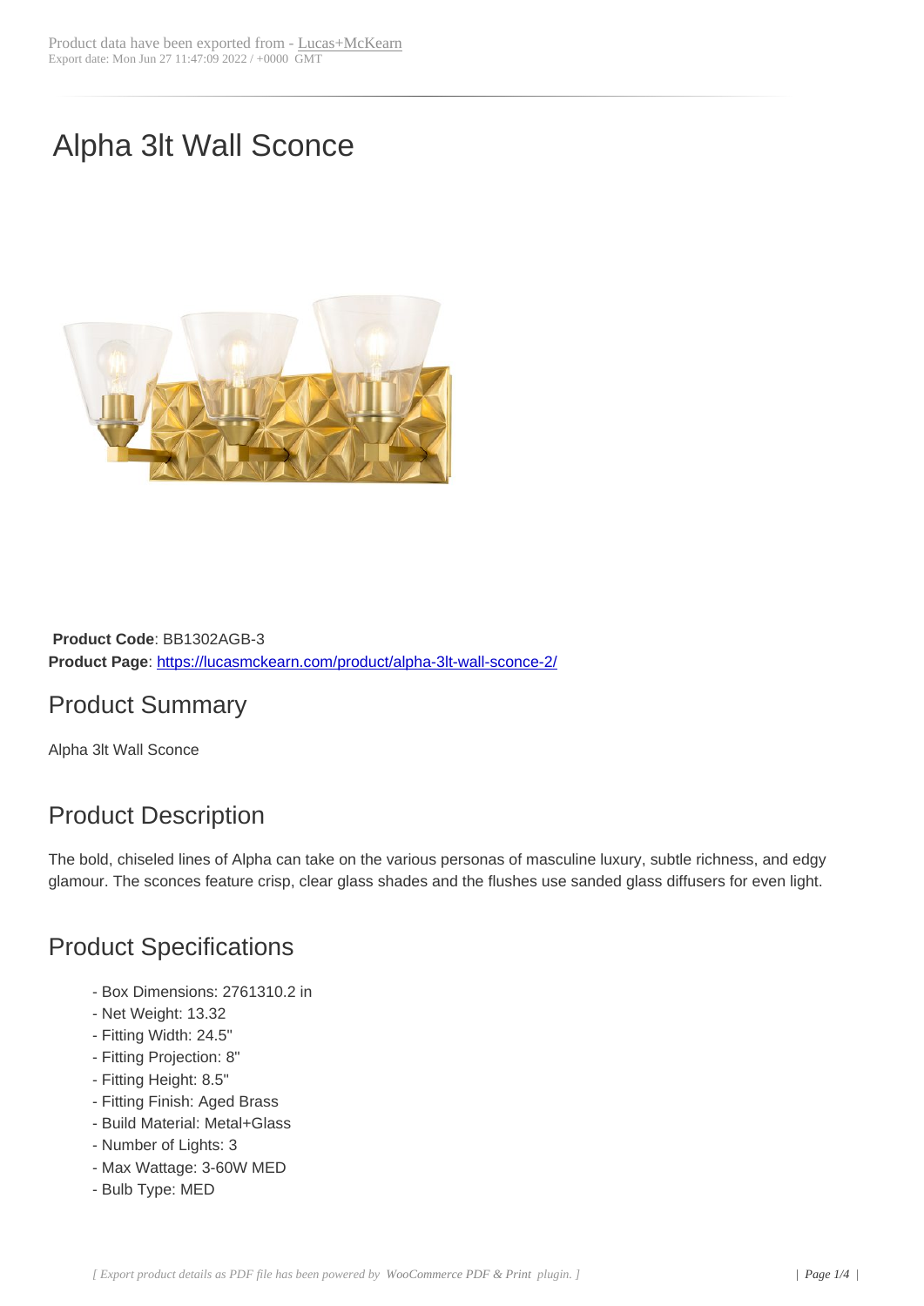Product data have been exported from - Lucas+McKearn
Export date: Mon Jun 27 11:47:09 2022 / +0000 GMT

# Alpha 3lt Wall Sconce

**Product Code**: BB1302AGB-3
**Product Page**: https://lucasmckearn.com/product/alpha-3lt-wall-sconce-2/

## Product Summary

Alpha 3lt Wall Sconce

## Product Description

The bold, chiseled lines of Alpha can take on the various personas of masculine luxury, subtle richness, and edgy glamour. The sconces feature crisp, clear glass shades and the flushes use sanded glass diffusers for even light.

## Product Specifications

- Box Dimensions: 2761310.2 in
- Net Weight: 13.32
- Fitting Width: 24.5"
- Fitting Projection: 8"
- Fitting Height: 8.5"
- Fitting Finish: Aged Brass
- Build Material: Metal+Glass
- Number of Lights: 3
- Max Wattage: 3-60W MED
- Bulb Type: MED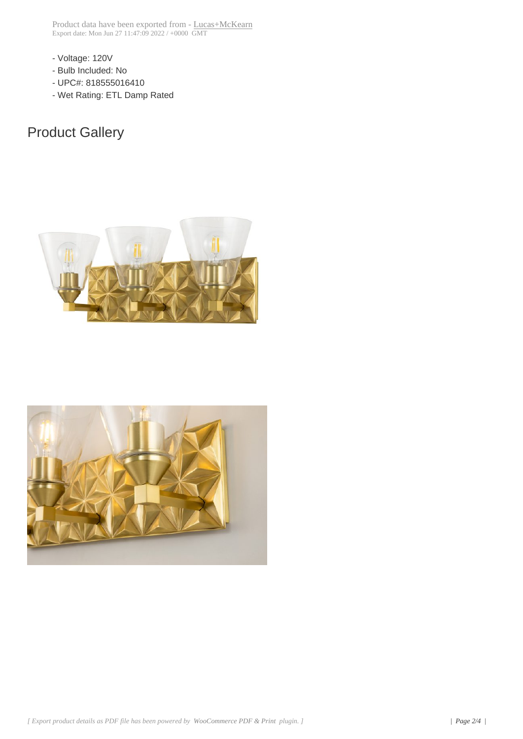- Voltage: 120V
- Bulb Included: No
- UPC#: 818555016410
- Wet Rating: ETL Damp Rated

## Product Gallery